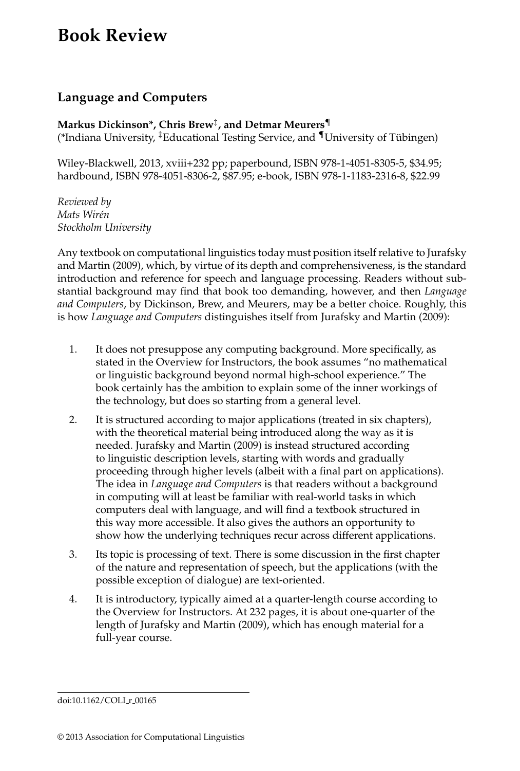# Book Review

## Language and Computers

**Markus Dickinson*, Chris Brew‡, and Detmar Meurers¶**
(*Indiana University, ‡Educational Testing Service, and ¶University of Tübingen)

Wiley-Blackwell, 2013, xviii+232 pp; paperbound, ISBN 978-1-4051-8305-5, $34.95; hardbound, ISBN 978-4051-8306-2, $87.95; e-book, ISBN 978-1-1183-2316-8, $22.99

*Reviewed by*
*Mats Wirén*
*Stockholm University*

Any textbook on computational linguistics today must position itself relative to Jurafsky and Martin (2009), which, by virtue of its depth and comprehensiveness, is the standard introduction and reference for speech and language processing. Readers without substantial background may find that book too demanding, however, and then *Language and Computers*, by Dickinson, Brew, and Meurers, may be a better choice. Roughly, this is how *Language and Computers* distinguishes itself from Jurafsky and Martin (2009):

1. It does not presuppose any computing background. More specifically, as stated in the Overview for Instructors, the book assumes "no mathematical or linguistic background beyond normal high-school experience." The book certainly has the ambition to explain some of the inner workings of the technology, but does so starting from a general level.
2. It is structured according to major applications (treated in six chapters), with the theoretical material being introduced along the way as it is needed. Jurafsky and Martin (2009) is instead structured according to linguistic description levels, starting with words and gradually proceeding through higher levels (albeit with a final part on applications). The idea in *Language and Computers* is that readers without a background in computing will at least be familiar with real-world tasks in which computers deal with language, and will find a textbook structured in this way more accessible. It also gives the authors an opportunity to show how the underlying techniques recur across different applications.
3. Its topic is processing of text. There is some discussion in the first chapter of the nature and representation of speech, but the applications (with the possible exception of dialogue) are text-oriented.
4. It is introductory, typically aimed at a quarter-length course according to the Overview for Instructors. At 232 pages, it is about one-quarter of the length of Jurafsky and Martin (2009), which has enough material for a full-year course.

doi:10.1162/COLI_r_00165

© 2013 Association for Computational Linguistics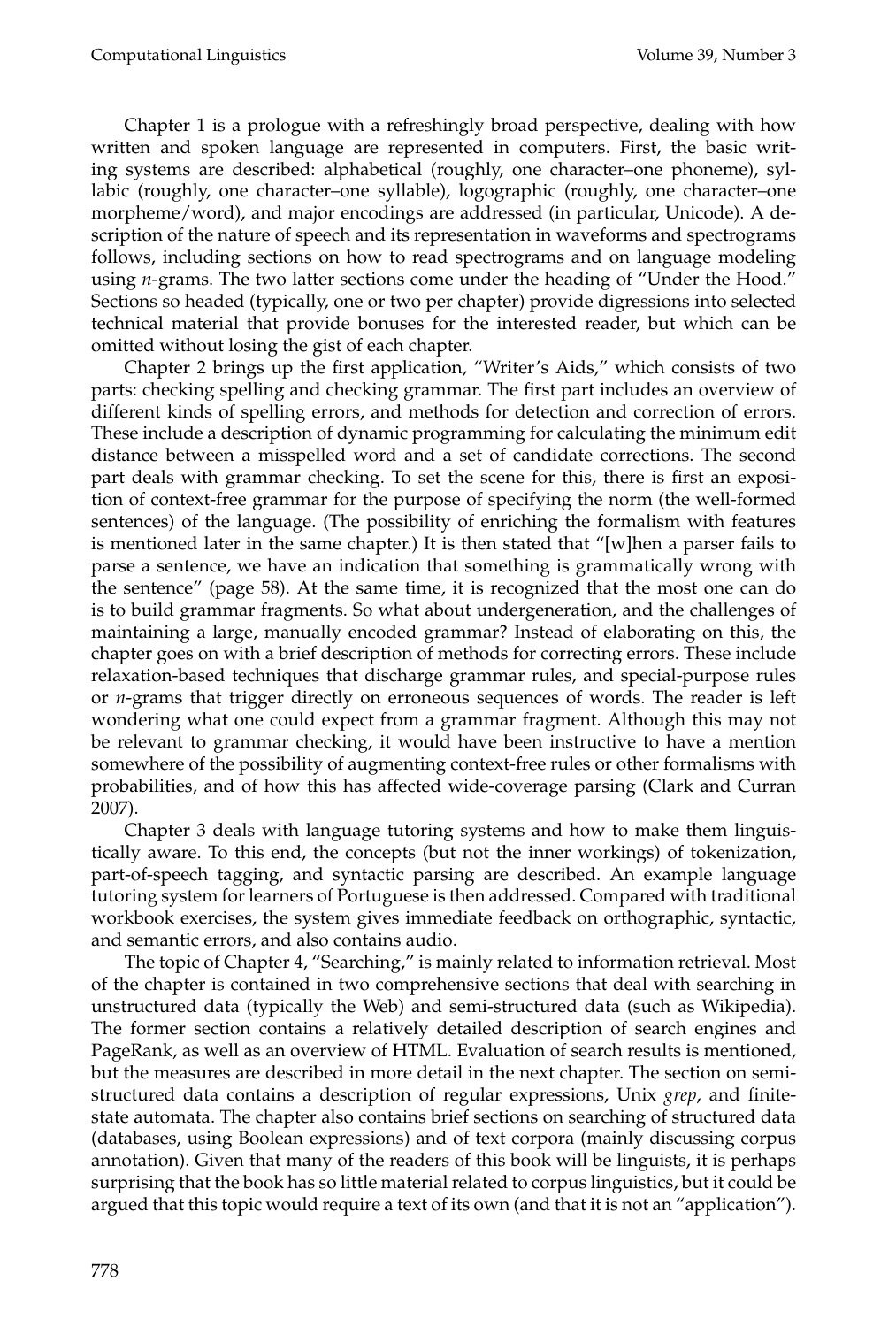Chapter 1 is a prologue with a refreshingly broad perspective, dealing with how written and spoken language are represented in computers. First, the basic writing systems are described: alphabetical (roughly, one character–one phoneme), syllabic (roughly, one character–one syllable), logographic (roughly, one character–one morpheme/word), and major encodings are addressed (in particular, Unicode). A description of the nature of speech and its representation in waveforms and spectrograms follows, including sections on how to read spectrograms and on language modeling using *n*-grams. The two latter sections come under the heading of "Under the Hood." Sections so headed (typically, one or two per chapter) provide digressions into selected technical material that provide bonuses for the interested reader, but which can be omitted without losing the gist of each chapter.

Chapter 2 brings up the first application, "Writer's Aids," which consists of two parts: checking spelling and checking grammar. The first part includes an overview of different kinds of spelling errors, and methods for detection and correction of errors. These include a description of dynamic programming for calculating the minimum edit distance between a misspelled word and a set of candidate corrections. The second part deals with grammar checking. To set the scene for this, there is first an exposition of context-free grammar for the purpose of specifying the norm (the well-formed sentences) of the language. (The possibility of enriching the formalism with features is mentioned later in the same chapter.) It is then stated that "[w]hen a parser fails to parse a sentence, we have an indication that something is grammatically wrong with the sentence" (page 58). At the same time, it is recognized that the most one can do is to build grammar fragments. So what about undergeneration, and the challenges of maintaining a large, manually encoded grammar? Instead of elaborating on this, the chapter goes on with a brief description of methods for correcting errors. These include relaxation-based techniques that discharge grammar rules, and special-purpose rules or *n*-grams that trigger directly on erroneous sequences of words. The reader is left wondering what one could expect from a grammar fragment. Although this may not be relevant to grammar checking, it would have been instructive to have a mention somewhere of the possibility of augmenting context-free rules or other formalisms with probabilities, and of how this has affected wide-coverage parsing (Clark and Curran 2007).

Chapter 3 deals with language tutoring systems and how to make them linguistically aware. To this end, the concepts (but not the inner workings) of tokenization, part-of-speech tagging, and syntactic parsing are described. An example language tutoring system for learners of Portuguese is then addressed. Compared with traditional workbook exercises, the system gives immediate feedback on orthographic, syntactic, and semantic errors, and also contains audio.

The topic of Chapter 4, "Searching," is mainly related to information retrieval. Most of the chapter is contained in two comprehensive sections that deal with searching in unstructured data (typically the Web) and semi-structured data (such as Wikipedia). The former section contains a relatively detailed description of search engines and PageRank, as well as an overview of HTML. Evaluation of search results is mentioned, but the measures are described in more detail in the next chapter. The section on semi-structured data contains a description of regular expressions, Unix *grep*, and finite-state automata. The chapter also contains brief sections on searching of structured data (databases, using Boolean expressions) and of text corpora (mainly discussing corpus annotation). Given that many of the readers of this book will be linguists, it is perhaps surprising that the book has so little material related to corpus linguistics, but it could be argued that this topic would require a text of its own (and that it is not an "application").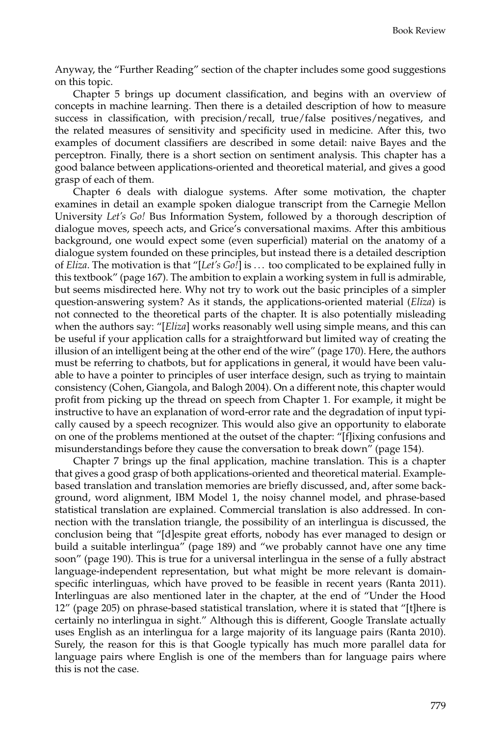Anyway, the "Further Reading" section of the chapter includes some good suggestions on this topic.

Chapter 5 brings up document classification, and begins with an overview of concepts in machine learning. Then there is a detailed description of how to measure success in classification, with precision/recall, true/false positives/negatives, and the related measures of sensitivity and specificity used in medicine. After this, two examples of document classifiers are described in some detail: naive Bayes and the perceptron. Finally, there is a short section on sentiment analysis. This chapter has a good balance between applications-oriented and theoretical material, and gives a good grasp of each of them.

Chapter 6 deals with dialogue systems. After some motivation, the chapter examines in detail an example spoken dialogue transcript from the Carnegie Mellon University *Let's Go!* Bus Information System, followed by a thorough description of dialogue moves, speech acts, and Grice's conversational maxims. After this ambitious background, one would expect some (even superficial) material on the anatomy of a dialogue system founded on these principles, but instead there is a detailed description of *Eliza*. The motivation is that "[*Let's Go!*] is ... too complicated to be explained fully in this textbook" (page 167). The ambition to explain a working system in full is admirable, but seems misdirected here. Why not try to work out the basic principles of a simpler question-answering system? As it stands, the applications-oriented material (*Eliza*) is not connected to the theoretical parts of the chapter. It is also potentially misleading when the authors say: "[*Eliza*] works reasonably well using simple means, and this can be useful if your application calls for a straightforward but limited way of creating the illusion of an intelligent being at the other end of the wire" (page 170). Here, the authors must be referring to chatbots, but for applications in general, it would have been valuable to have a pointer to principles of user interface design, such as trying to maintain consistency (Cohen, Giangola, and Balogh 2004). On a different note, this chapter would profit from picking up the thread on speech from Chapter 1. For example, it might be instructive to have an explanation of word-error rate and the degradation of input typically caused by a speech recognizer. This would also give an opportunity to elaborate on one of the problems mentioned at the outset of the chapter: "[f]ixing confusions and misunderstandings before they cause the conversation to break down" (page 154).

Chapter 7 brings up the final application, machine translation. This is a chapter that gives a good grasp of both applications-oriented and theoretical material. Example-based translation and translation memories are briefly discussed, and, after some background, word alignment, IBM Model 1, the noisy channel model, and phrase-based statistical translation are explained. Commercial translation is also addressed. In connection with the translation triangle, the possibility of an interlingua is discussed, the conclusion being that "[d]espite great efforts, nobody has ever managed to design or build a suitable interlingua" (page 189) and "we probably cannot have one any time soon" (page 190). This is true for a universal interlingua in the sense of a fully abstract language-independent representation, but what might be more relevant is domain-specific interlinguas, which have proved to be feasible in recent years (Ranta 2011). Interlinguas are also mentioned later in the chapter, at the end of "Under the Hood 12" (page 205) on phrase-based statistical translation, where it is stated that "[t]here is certainly no interlingua in sight." Although this is different, Google Translate actually uses English as an interlingua for a large majority of its language pairs (Ranta 2010). Surely, the reason for this is that Google typically has much more parallel data for language pairs where English is one of the members than for language pairs where this is not the case.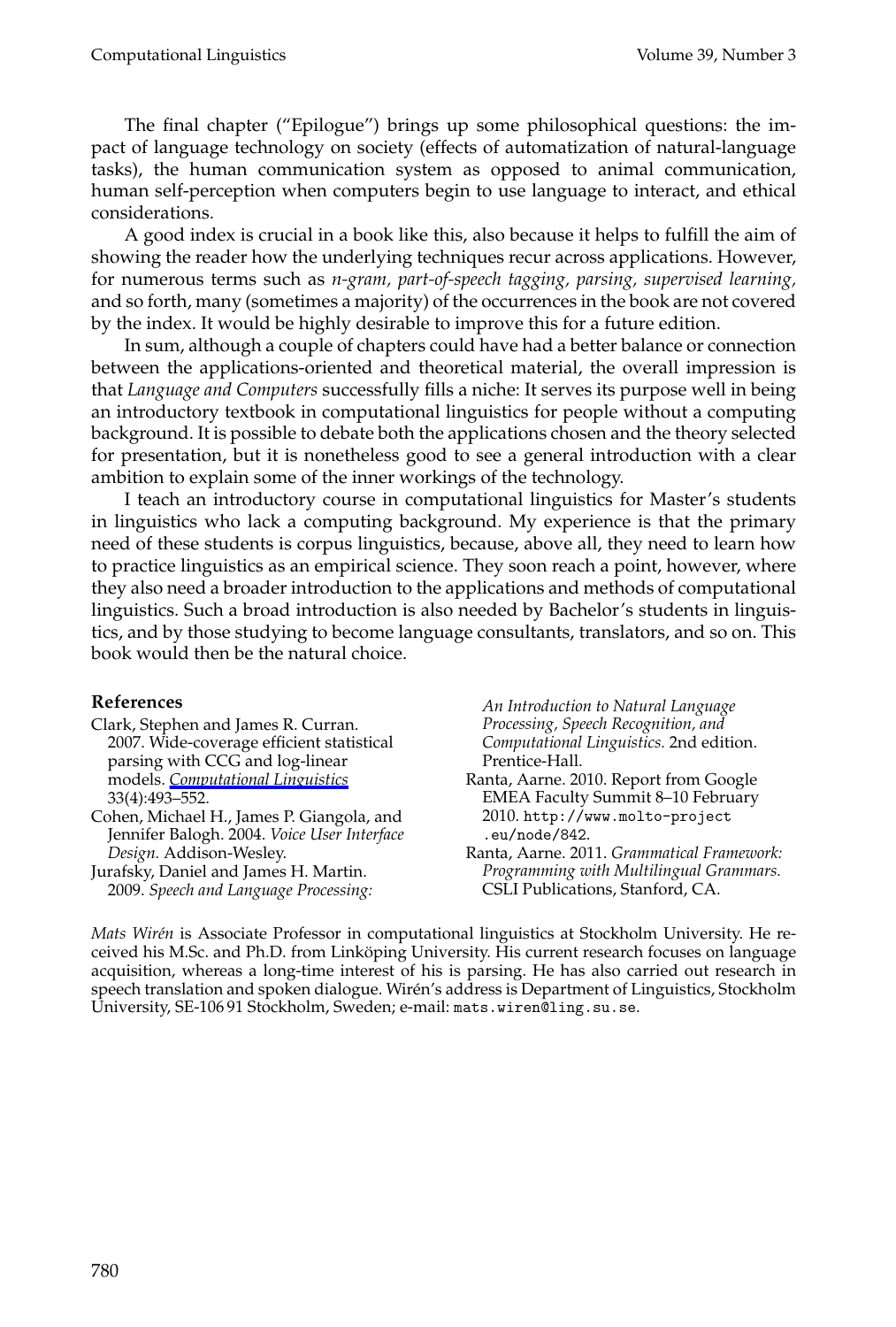The final chapter ("Epilogue") brings up some philosophical questions: the impact of language technology on society (effects of automatization of natural-language tasks), the human communication system as opposed to animal communication, human self-perception when computers begin to use language to interact, and ethical considerations.

A good index is crucial in a book like this, also because it helps to fulfill the aim of showing the reader how the underlying techniques recur across applications. However, for numerous terms such as *n-gram, part-of-speech tagging, parsing, supervised learning,* and so forth, many (sometimes a majority) of the occurrences in the book are not covered by the index. It would be highly desirable to improve this for a future edition.

In sum, although a couple of chapters could have had a better balance or connection between the applications-oriented and theoretical material, the overall impression is that *Language and Computers* successfully fills a niche: It serves its purpose well in being an introductory textbook in computational linguistics for people without a computing background. It is possible to debate both the applications chosen and the theory selected for presentation, but it is nonetheless good to see a general introduction with a clear ambition to explain some of the inner workings of the technology.

I teach an introductory course in computational linguistics for Master's students in linguistics who lack a computing background. My experience is that the primary need of these students is corpus linguistics, because, above all, they need to learn how to practice linguistics as an empirical science. They soon reach a point, however, where they also need a broader introduction to the applications and methods of computational linguistics. Such a broad introduction is also needed by Bachelor's students in linguistics, and by those studying to become language consultants, translators, and so on. This book would then be the natural choice.

## References

Clark, Stephen and James R. Curran. 2007. Wide-coverage efficient statistical parsing with CCG and log-linear models. *Computational Linguistics* 33(4):493–552.

Cohen, Michael H., James P. Giangola, and Jennifer Balogh. 2004. *Voice User Interface Design.* Addison-Wesley.

Jurafsky, Daniel and James H. Martin. 2009. *Speech and Language Processing: An Introduction to Natural Language Processing, Speech Recognition, and Computational Linguistics.* 2nd edition. Prentice-Hall.

Ranta, Aarne. 2010. Report from Google EMEA Faculty Summit 8–10 February 2010. `http://www.molto-project.eu/node/842`.

Ranta, Aarne. 2011. *Grammatical Framework: Programming with Multilingual Grammars.* CSLI Publications, Stanford, CA.

*Mats Wirén* is Associate Professor in computational linguistics at Stockholm University. He received his M.Sc. and Ph.D. from Linköping University. His current research focuses on language acquisition, whereas a long-time interest of his is parsing. He has also carried out research in speech translation and spoken dialogue. Wirén's address is Department of Linguistics, Stockholm University, SE-106 91 Stockholm, Sweden; e-mail: `mats.wiren@ling.su.se`.